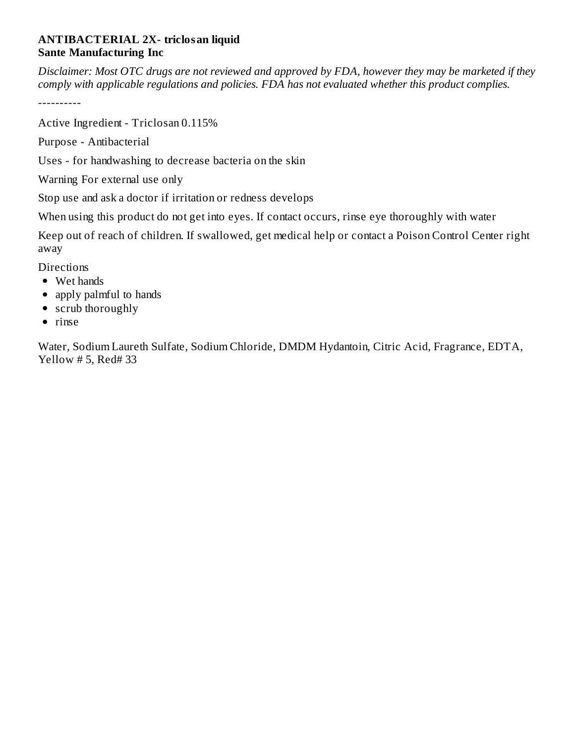**ANTIBACTERIAL 2X- triclosan liquid**
**Sante Manufacturing Inc**

*Disclaimer: Most OTC drugs are not reviewed and approved by FDA, however they may be marketed if they comply with applicable regulations and policies. FDA has not evaluated whether this product complies.*

----------

Active Ingredient - Triclosan 0.115%

Purpose - Antibacterial

Uses - for handwashing to decrease bacteria on the skin

Warning For external use only

Stop use and ask a doctor if irritation or redness develops

When using this product do not get into eyes. If contact occurs, rinse eye thoroughly with water

Keep out of reach of children. If swallowed, get medical help or contact a Poison Control Center right away

Directions

- Wet hands
- apply palmful to hands
- scrub thoroughly
- rinse

Water, Sodium Laureth Sulfate, Sodium Chloride, DMDM Hydantoin, Citric Acid, Fragrance, EDTA, Yellow # 5, Red# 33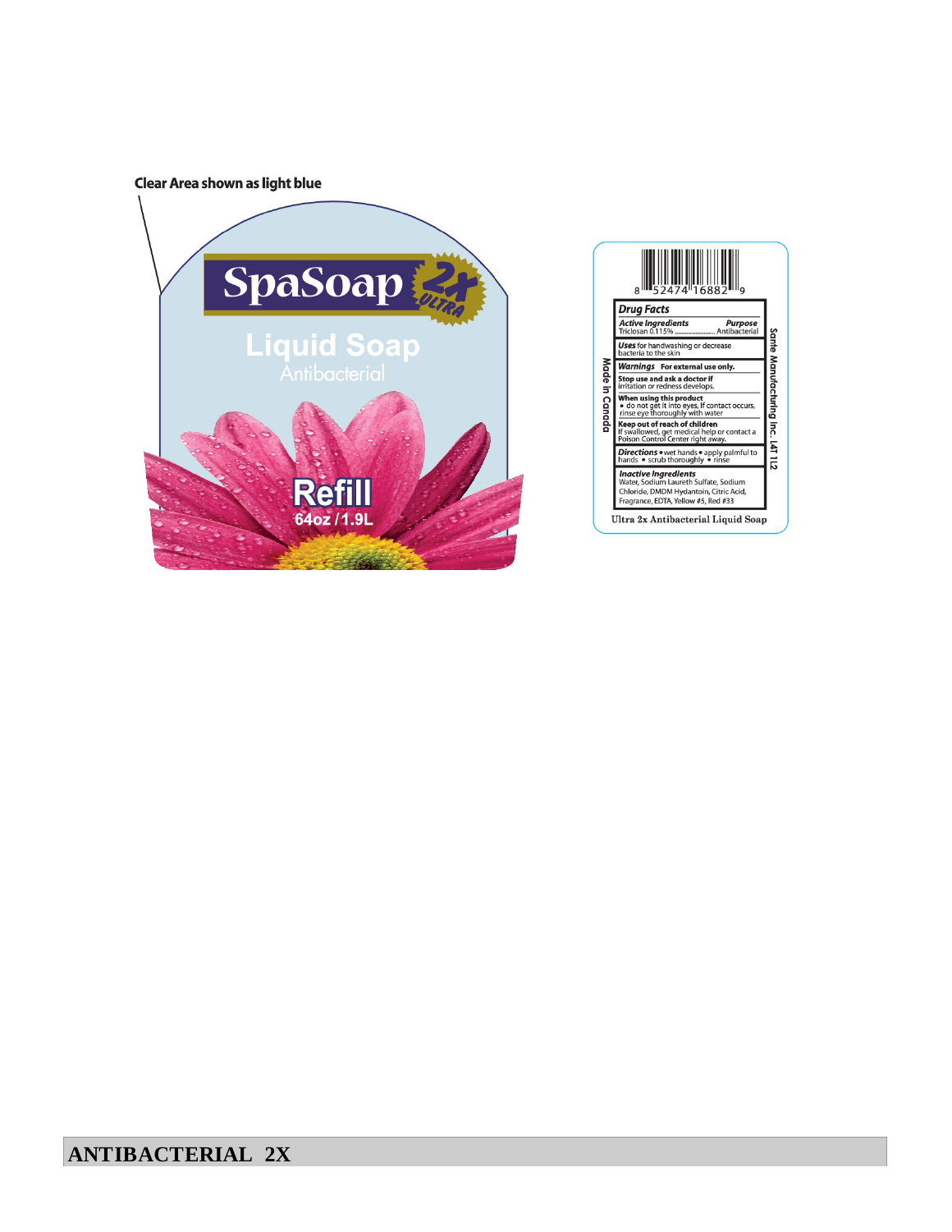Clear Area shown as light blue

SpaSoap 2X ULTRA

Liquid Soap

Antibacterial

Refill

64oz / 1.9L

8 52474 16882 9

**Drug Facts**

**Active Ingredients** — **Purpose**

Triclosan 0.115% .................... Antibacterial

**Uses** for handwashing or decrease bacteria to the skin

**Warnings** For external use only.

**Stop use and ask a doctor if** irritation or redness develops.

**When using this product**
- do not get it into eyes, If contact occurs, rinse eye thoroughly with water

**Keep out of reach of children**
If swallowed, get medical help or contact a Poison Control Center right away.

**Directions** • wet hands • apply palmful to hands • scrub thoroughly • rinse

**Inactive Ingredients**
Water, Sodium Laureth Sulfate, Sodium Chloride, DMDM Hydantoin, Citric Acid, Fragrance, EDTA, Yellow #5, Red #33

Made in Canada

Sante Manufacturing Inc. L4T 1L2

Ultra 2x Antibacterial Liquid Soap

## ANTIBACTERIAL 2X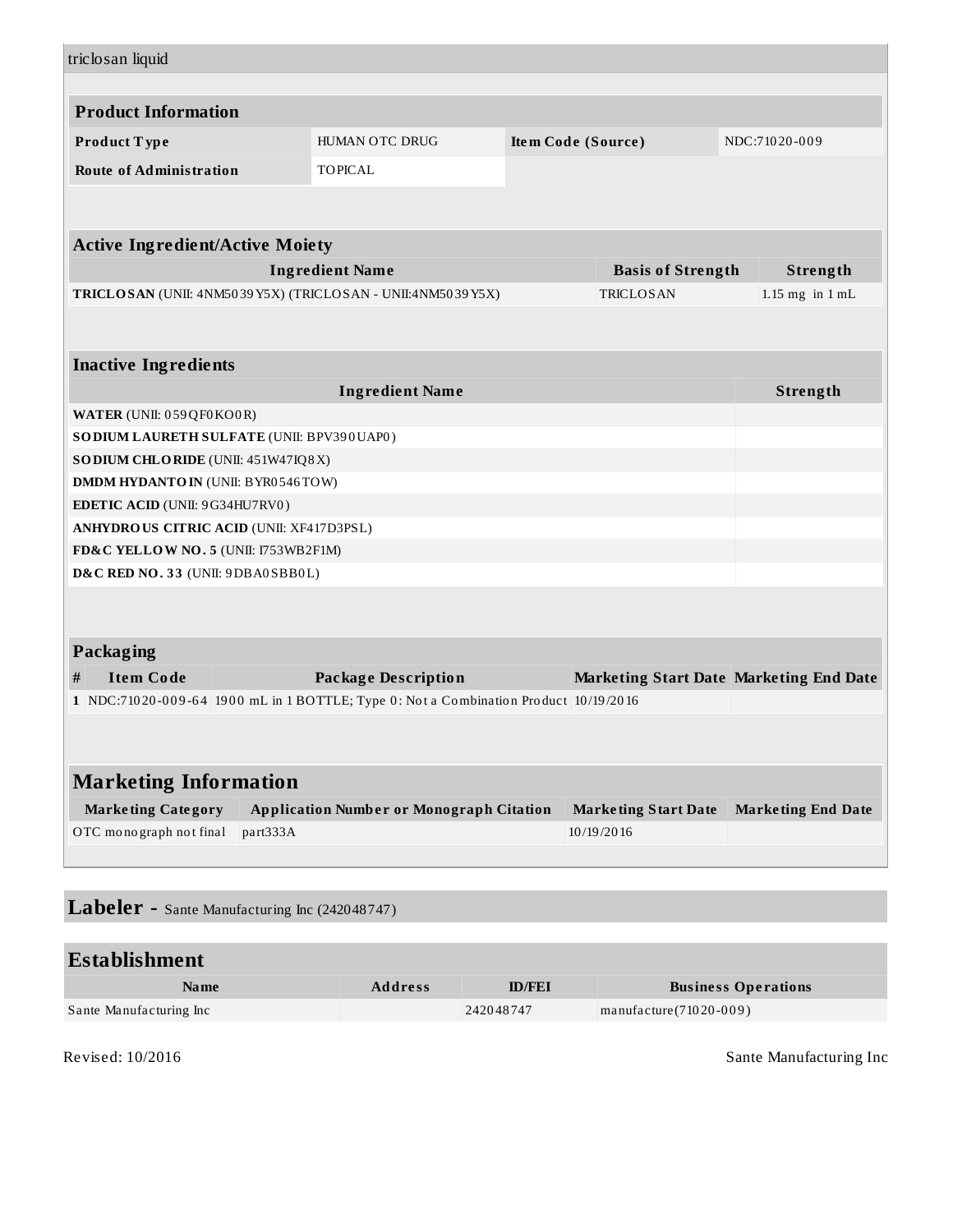triclosan liquid

## Product Information

| | | | |
|---|---|---|---|
| **Product Type** | HUMAN OTC DRUG | **Item Code (Source)** | NDC:71020-009 |
| **Route of Administration** | TOPICAL | | |

## Active Ingredient/Active Moiety

| Ingredient Name | Basis of Strength | Strength |
|---|---|---|
| **TRICLOSAN** (UNII: 4NM5039Y5X) (TRICLOSAN - UNII:4NM5039Y5X) | TRICLOSAN | 1.15 mg in 1 mL |

## Inactive Ingredients

| Ingredient Name | Strength |
|---|---|
| **WATER** (UNII: 059QF0KO0R) | |
| **SODIUM LAURETH SULFATE** (UNII: BPV390UAP0) | |
| **SODIUM CHLORIDE** (UNII: 451W47IQ8X) | |
| **DMDM HYDANTOIN** (UNII: BYR0546TOW) | |
| **EDETIC ACID** (UNII: 9G34HU7RV0) | |
| **ANHYDROUS CITRIC ACID** (UNII: XF417D3PSL) | |
| **FD&C YELLOW NO. 5** (UNII: I753WB2F1M) | |
| **D&C RED NO. 33** (UNII: 9DBA0SBB0L) | |

## Packaging

| # | Item Code | Package Description | Marketing Start Date | Marketing End Date |
|---|---|---|---|---|
| 1 | NDC:71020-009-64 | 1900 mL in 1 BOTTLE; Type 0: Not a Combination Product | 10/19/2016 | |

## Marketing Information

| Marketing Category | Application Number or Monograph Citation | Marketing Start Date | Marketing End Date |
|---|---|---|---|
| OTC monograph not final | part333A | 10/19/2016 | |

## Labeler - Sante Manufacturing Inc (242048747)

## Establishment

| Name | Address | ID/FEI | Business Operations |
|---|---|---|---|
| Sante Manufacturing Inc | | 242048747 | manufacture(71020-009) |

Revised: 10/2016

Sante Manufacturing Inc